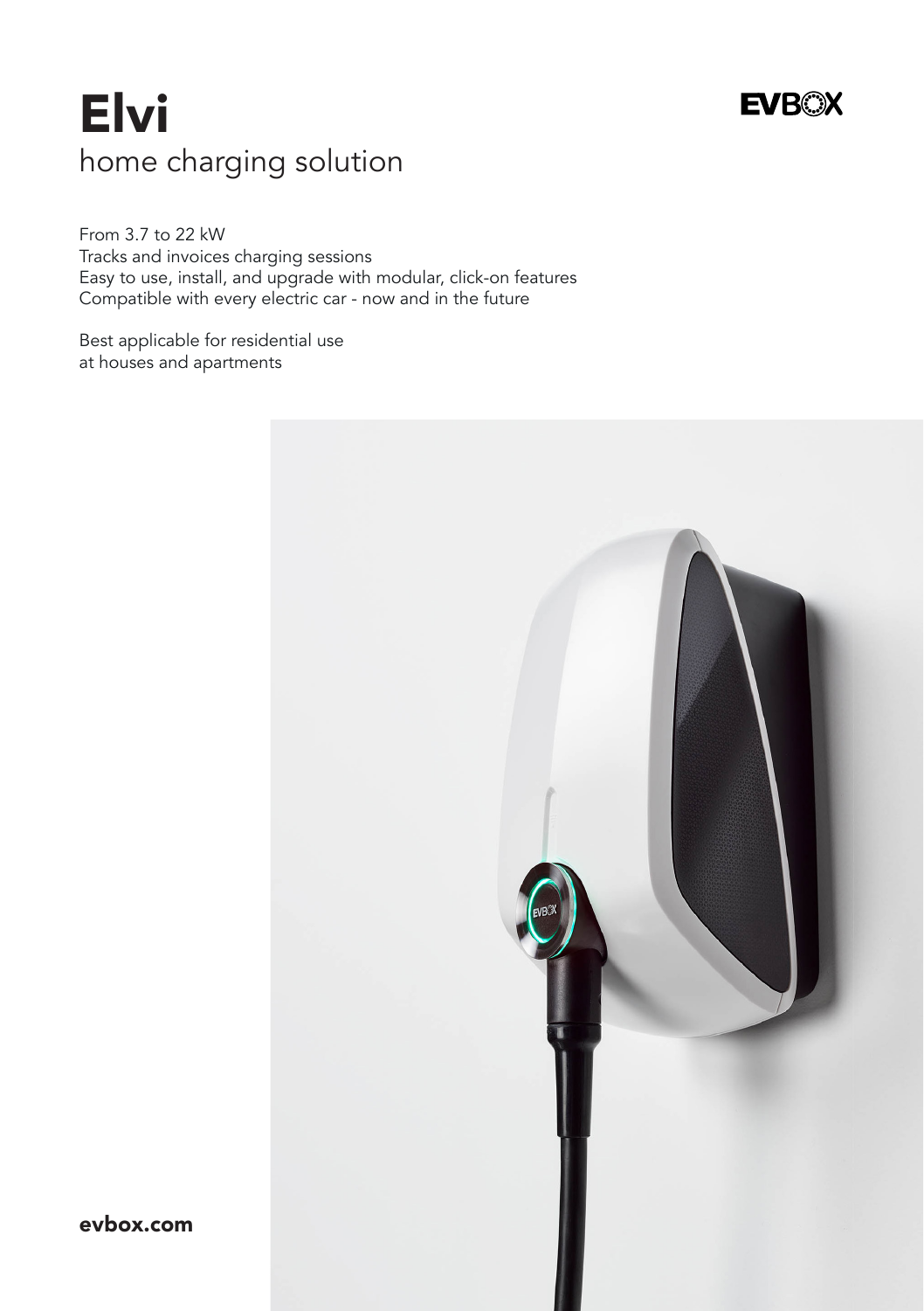# Elvi

home charging solution

EVBOX

From 3.7 to 22 kW
Tracks and invoices charging sessions
Easy to use, install, and upgrade with modular, click-on features
Compatible with every electric car - now and in the future

Best applicable for residential use
at houses and apartments

**evbox.com**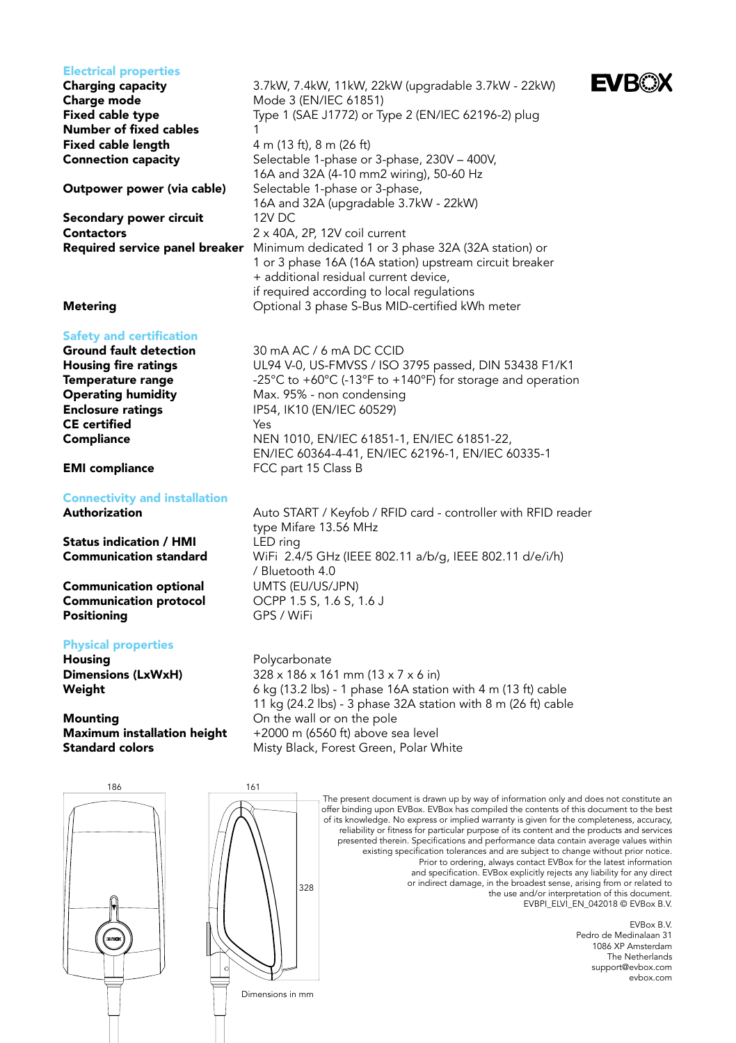## Electrical properties

| | |
|---|---|
| **Charging capacity** | 3.7kW, 7.4kW, 11kW, 22kW (upgradable 3.7kW - 22kW) |
| **Charge mode** | Mode 3 (EN/IEC 61851) |
| **Fixed cable type** | Type 1 (SAE J1772) or Type 2 (EN/IEC 62196-2) plug |
| **Number of fixed cables** | 1 |
| **Fixed cable length** | 4 m (13 ft), 8 m (26 ft) |
| **Connection capacity** | Selectable 1-phase or 3-phase, 230V – 400V, 16A and 32A (4-10 mm2 wiring), 50-60 Hz |
| **Outpower power (via cable)** | Selectable 1-phase or 3-phase, 16A and 32A (upgradable 3.7kW - 22kW) |
| **Secondary power circuit** | 12V DC |
| **Contactors** | 2 x 40A, 2P, 12V coil current |
| **Required service panel breaker** | Minimum dedicated 1 or 3 phase 32A (32A station) or 1 or 3 phase 16A (16A station) upstream circuit breaker + additional residual current device, if required according to local regulations |
| **Metering** | Optional 3 phase S-Bus MID-certified kWh meter |

## Safety and certification

| | |
|---|---|
| **Ground fault detection** | 30 mA AC / 6 mA DC CCID |
| **Housing fire ratings** | UL94 V-0, US-FMVSS / ISO 3795 passed, DIN 53438 F1/K1 |
| **Temperature range** | -25°C to +60°C (-13°F to +140°F) for storage and operation |
| **Operating humidity** | Max. 95% - non condensing |
| **Enclosure ratings** | IP54, IK10 (EN/IEC 60529) |
| **CE certified** | Yes |
| **Compliance** | NEN 1010, EN/IEC 61851-1, EN/IEC 61851-22, EN/IEC 60364-4-41, EN/IEC 62196-1, EN/IEC 60335-1 |
| **EMI compliance** | FCC part 15 Class B |

## Connectivity and installation

| | |
|---|---|
| **Authorization** | Auto START / Keyfob / RFID card - controller with RFID reader type Mifare 13.56 MHz |
| **Status indication / HMI** | LED ring |
| **Communication standard** | WiFi 2.4/5 GHz (IEEE 802.11 a/b/g, IEEE 802.11 d/e/i/h) / Bluetooth 4.0 |
| **Communication optional** | UMTS (EU/US/JPN) |
| **Communication protocol** | OCPP 1.5 S, 1.6 S, 1.6 J |
| **Positioning** | GPS / WiFi |

## Physical properties

| | |
|---|---|
| **Housing** | Polycarbonate |
| **Dimensions (LxWxH)** | 328 x 186 x 161 mm (13 x 7 x 6 in) |
| **Weight** | 6 kg (13.2 lbs) - 1 phase 16A station with 4 m (13 ft) cable<br>11 kg (24.2 lbs) - 3 phase 32A station with 8 m (26 ft) cable |
| **Mounting** | On the wall or on the pole |
| **Maximum installation height** | +2000 m (6560 ft) above sea level |
| **Standard colors** | Misty Black, Forest Green, Polar White |

186

161

328

Dimensions in mm

The present document is drawn up by way of information only and does not constitute an offer binding upon EVBox. EVBox has compiled the contents of this document to the best of its knowledge. No express or implied warranty is given for the completeness, accuracy, reliability or fitness for particular purpose of its content and the products and services presented therein. Specifications and performance data contain average values within existing specification tolerances and are subject to change without prior notice. Prior to ordering, always contact EVBox for the latest information and specification. EVBox explicitly rejects any liability for any direct or indirect damage, in the broadest sense, arising from or related to the use and/or interpretation of this document.
EVBPI_ELVI_EN_042018 © EVBox B.V.

EVBox B.V.
Pedro de Medinalaan 31
1086 XP Amsterdam
The Netherlands
support@evbox.com
evbox.com